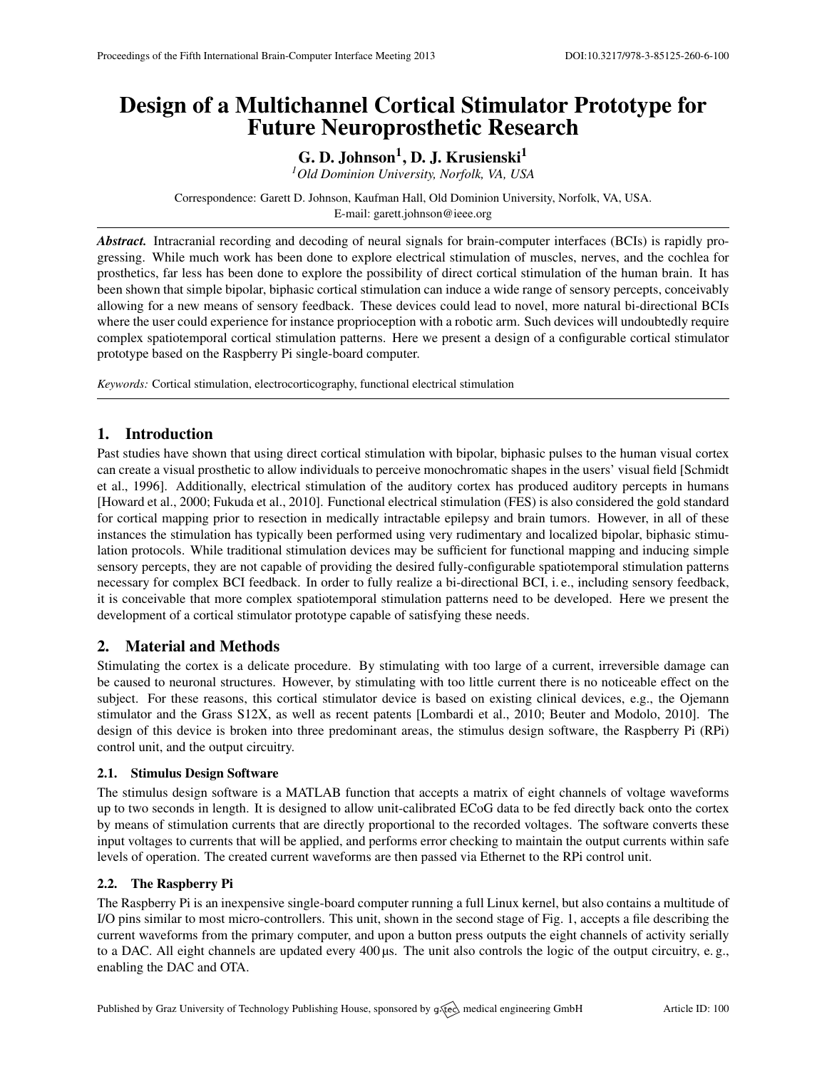# Design of a Multichannel Cortical Stimulator Prototype for Future Neuroprosthetic Research

**G. D. Johnson[1], D. J. Krusienski[1]**

[1] *Old Dominion University, Norfolk, VA, USA*

Correspondence: Garett D. Johnson, Kaufman Hall, Old Dominion University, Norfolk, VA, USA.
E-mail: garett.johnson@ieee.org

***Abstract.*** Intracranial recording and decoding of neural signals for brain-computer interfaces (BCIs) is rapidly progressing. While much work has been done to explore electrical stimulation of muscles, nerves, and the cochlea for prosthetics, far less has been done to explore the possibility of direct cortical stimulation of the human brain. It has been shown that simple bipolar, biphasic cortical stimulation can induce a wide range of sensory percepts, conceivably allowing for a new means of sensory feedback. These devices could lead to novel, more natural bi-directional BCIs where the user could experience for instance proprioception with a robotic arm. Such devices will undoubtedly require complex spatiotemporal cortical stimulation patterns. Here we present a design of a configurable cortical stimulator prototype based on the Raspberry Pi single-board computer.

*Keywords:* Cortical stimulation, electrocorticography, functional electrical stimulation

## 1. Introduction

Past studies have shown that using direct cortical stimulation with bipolar, biphasic pulses to the human visual cortex can create a visual prosthetic to allow individuals to perceive monochromatic shapes in the users' visual field [Schmidt et al., 1996]. Additionally, electrical stimulation of the auditory cortex has produced auditory percepts in humans [Howard et al., 2000; Fukuda et al., 2010]. Functional electrical stimulation (FES) is also considered the gold standard for cortical mapping prior to resection in medically intractable epilepsy and brain tumors. However, in all of these instances the stimulation has typically been performed using very rudimentary and localized bipolar, biphasic stimulation protocols. While traditional stimulation devices may be sufficient for functional mapping and inducing simple sensory percepts, they are not capable of providing the desired fully-configurable spatiotemporal stimulation patterns necessary for complex BCI feedback. In order to fully realize a bi-directional BCI, i. e., including sensory feedback, it is conceivable that more complex spatiotemporal stimulation patterns need to be developed. Here we present the development of a cortical stimulator prototype capable of satisfying these needs.

## 2. Material and Methods

Stimulating the cortex is a delicate procedure. By stimulating with too large of a current, irreversible damage can be caused to neuronal structures. However, by stimulating with too little current there is no noticeable effect on the subject. For these reasons, this cortical stimulator device is based on existing clinical devices, e.g., the Ojemann stimulator and the Grass S12X, as well as recent patents [Lombardi et al., 2010; Beuter and Modolo, 2010]. The design of this device is broken into three predominant areas, the stimulus design software, the Raspberry Pi (RPi) control unit, and the output circuitry.

### 2.1. Stimulus Design Software

The stimulus design software is a MATLAB function that accepts a matrix of eight channels of voltage waveforms up to two seconds in length. It is designed to allow unit-calibrated ECoG data to be fed directly back onto the cortex by means of stimulation currents that are directly proportional to the recorded voltages. The software converts these input voltages to currents that will be applied, and performs error checking to maintain the output currents within safe levels of operation. The created current waveforms are then passed via Ethernet to the RPi control unit.

### 2.2. The Raspberry Pi

The Raspberry Pi is an inexpensive single-board computer running a full Linux kernel, but also contains a multitude of I/O pins similar to most micro-controllers. This unit, shown in the second stage of Fig. 1, accepts a file describing the current waveforms from the primary computer, and upon a button press outputs the eight channels of activity serially to a DAC. All eight channels are updated every 400 µs. The unit also controls the logic of the output circuitry, e. g., enabling the DAC and OTA.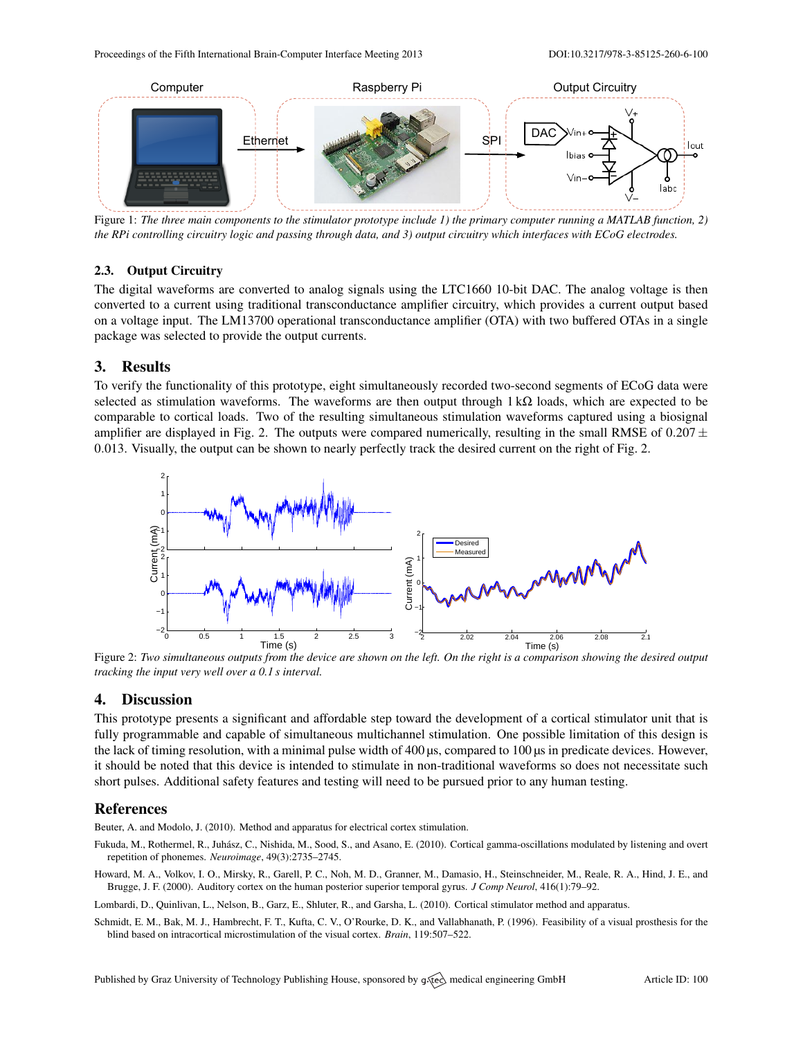Computer

Raspberry Pi

Output Circuitry

Ethernet

SPI

DAC

Vin+

Ibias

Vin−

V+

V−

Iout

Iabc

Figure 1: *The three main components to the stimulator prototype include 1) the primary computer running a MATLAB function, 2) the RPi controlling circuitry logic and passing through data, and 3) output circuitry which interfaces with ECoG electrodes.*

### 2.3. Output Circuitry

The digital waveforms are converted to analog signals using the LTC1660 10-bit DAC. The analog voltage is then converted to a current using traditional transconductance amplifier circuitry, which provides a current output based on a voltage input. The LM13700 operational transconductance amplifier (OTA) with two buffered OTAs in a single package was selected to provide the output currents.

## 3. Results

To verify the functionality of this prototype, eight simultaneously recorded two-second segments of ECoG data were selected as stimulation waveforms. The waveforms are then output through 1 kΩ loads, which are expected to be comparable to cortical loads. Two of the resulting simultaneous stimulation waveforms captured using a biosignal amplifier are displayed in Fig. 2. The outputs were compared numerically, resulting in the small RMSE of $0.207 \pm 0.013$. Visually, the output can be shown to nearly perfectly track the desired current on the right of Fig. 2.

Current (mA)

Time (s)

Desired

Measured

Figure 2: *Two simultaneous outputs from the device are shown on the left. On the right is a comparison showing the desired output tracking the input very well over a 0.1 s interval.*

## 4. Discussion

This prototype presents a significant and affordable step toward the development of a cortical stimulator unit that is fully programmable and capable of simultaneous multichannel stimulation. One possible limitation of this design is the lack of timing resolution, with a minimal pulse width of 400 µs, compared to 100 µs in predicate devices. However, it should be noted that this device is intended to stimulate in non-traditional waveforms so does not necessitate such short pulses. Additional safety features and testing will need to be pursued prior to any human testing.

## References

Beuter, A. and Modolo, J. (2010). Method and apparatus for electrical cortex stimulation.

Fukuda, M., Rothermel, R., Juhász, C., Nishida, M., Sood, S., and Asano, E. (2010). Cortical gamma-oscillations modulated by listening and overt repetition of phonemes. *Neuroimage*, 49(3):2735–2745.

Howard, M. A., Volkov, I. O., Mirsky, R., Garell, P. C., Noh, M. D., Granner, M., Damasio, H., Steinschneider, M., Reale, R. A., Hind, J. E., and Brugge, J. F. (2000). Auditory cortex on the human posterior superior temporal gyrus. *J Comp Neurol*, 416(1):79–92.

Lombardi, D., Quinlivan, L., Nelson, B., Garz, E., Shluter, R., and Garsha, L. (2010). Cortical stimulator method and apparatus.

Schmidt, E. M., Bak, M. J., Hambrecht, F. T., Kufta, C. V., O'Rourke, D. K., and Vallabhanath, P. (1996). Feasibility of a visual prosthesis for the blind based on intracortical microstimulation of the visual cortex. *Brain*, 119:507–522.